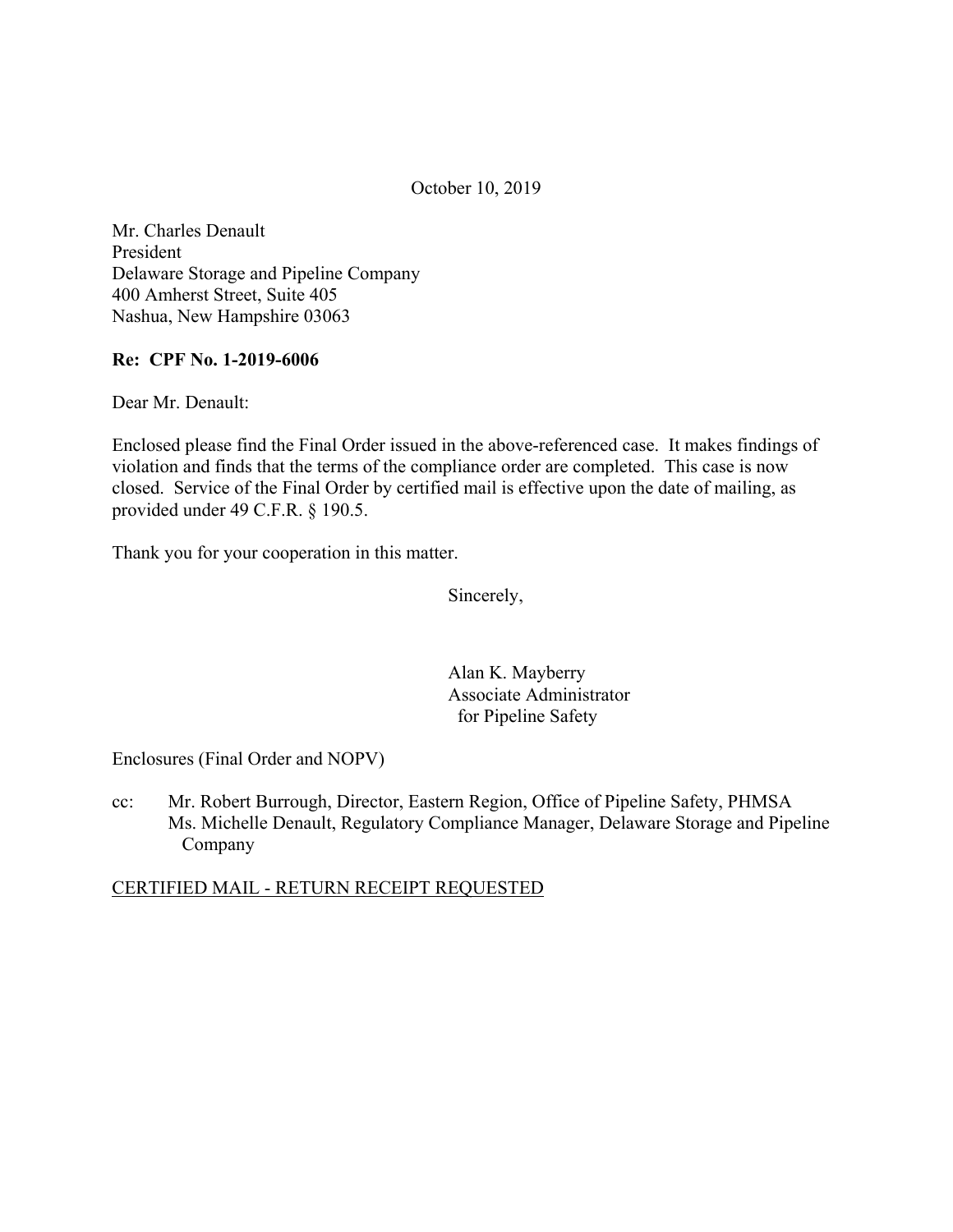October 10, 2019

Mr. Charles Denault  
President  
Delaware Storage and Pipeline Company  
400 Amherst Street, Suite 405  
Nashua, New Hampshire 03063

**Re: CPF No. 1-2019-6006**

Dear Mr. Denault:

Enclosed please find the Final Order issued in the above-referenced case. It makes findings of violation and finds that the terms of the compliance order are completed. This case is now closed. Service of the Final Order by certified mail is effective upon the date of mailing, as provided under 49 C.F.R. § 190.5.

Thank you for your cooperation in this matter.

Sincerely,

Alan K. Mayberry  
Associate Administrator  
for Pipeline Safety

Enclosures (Final Order and NOPV)

cc: Mr. Robert Burrough, Director, Eastern Region, Office of Pipeline Safety, PHMSA  
Ms. Michelle Denault, Regulatory Compliance Manager, Delaware Storage and Pipeline Company

CERTIFIED MAIL - RETURN RECEIPT REQUESTED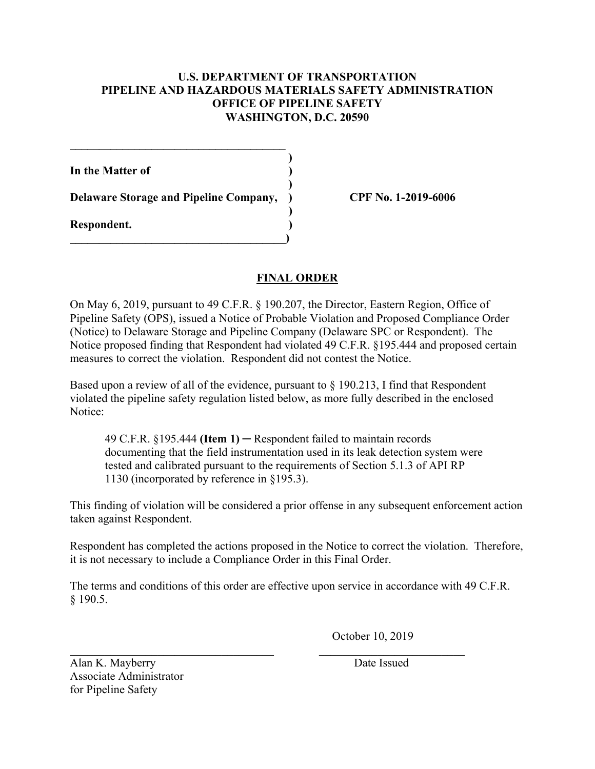**U.S. DEPARTMENT OF TRANSPORTATION**
**PIPELINE AND HAZARDOUS MATERIALS SAFETY ADMINISTRATION**
**OFFICE OF PIPELINE SAFETY**
**WASHINGTON, D.C. 20590**

**In the Matter of**

**Delaware Storage and Pipeline Company,**

**Respondent.**

**CPF No. 1-2019-6006**

## FINAL ORDER

On May 6, 2019, pursuant to 49 C.F.R. § 190.207, the Director, Eastern Region, Office of Pipeline Safety (OPS), issued a Notice of Probable Violation and Proposed Compliance Order (Notice) to Delaware Storage and Pipeline Company (Delaware SPC or Respondent). The Notice proposed finding that Respondent had violated 49 C.F.R. §195.444 and proposed certain measures to correct the violation. Respondent did not contest the Notice.

Based upon a review of all of the evidence, pursuant to § 190.213, I find that Respondent violated the pipeline safety regulation listed below, as more fully described in the enclosed Notice:

> 49 C.F.R. §195.444 **(Item 1)** ─ Respondent failed to maintain records documenting that the field instrumentation used in its leak detection system were tested and calibrated pursuant to the requirements of Section 5.1.3 of API RP 1130 (incorporated by reference in §195.3).

This finding of violation will be considered a prior offense in any subsequent enforcement action taken against Respondent.

Respondent has completed the actions proposed in the Notice to correct the violation. Therefore, it is not necessary to include a Compliance Order in this Final Order.

The terms and conditions of this order are effective upon service in accordance with 49 C.F.R. § 190.5.

Alan K. Mayberry
Associate Administrator
for Pipeline Safety

October 10, 2019
Date Issued